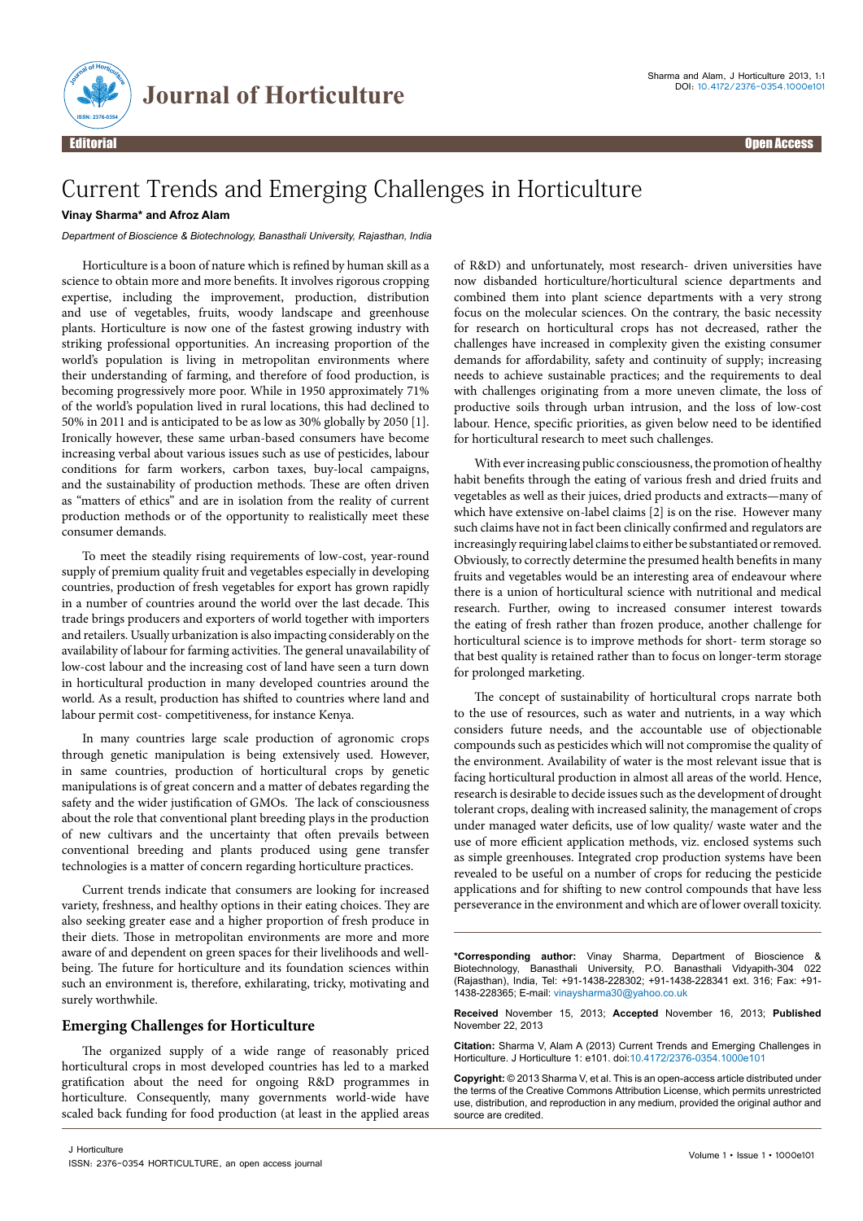# Current Trends and Emerging Challenges in Horticulture

**Vinay Sharma*** **and Afroz Alam**

*Department of Bioscience & Biotechnology, Banasthali University, Rajasthan, India*

Horticulture is a boon of nature which is refined by human skill as a science to obtain more and more benefits. It involves rigorous cropping expertise, including the improvement, production, distribution and use of vegetables, fruits, woody landscape and greenhouse plants. Horticulture is now one of the fastest growing industry with striking professional opportunities. An increasing proportion of the world's population is living in metropolitan environments where their understanding of farming, and therefore of food production, is becoming progressively more poor. While in 1950 approximately 71% of the world's population lived in rural locations, this had declined to 50% in 2011 and is anticipated to be as low as 30% globally by 2050 [1]. Ironically however, these same urban-based consumers have become increasing verbal about various issues such as use of pesticides, labour conditions for farm workers, carbon taxes, buy-local campaigns, and the sustainability of production methods. These are often driven as "matters of ethics" and are in isolation from the reality of current production methods or of the opportunity to realistically meet these consumer demands.

To meet the steadily rising requirements of low-cost, year-round supply of premium quality fruit and vegetables especially in developing countries, production of fresh vegetables for export has grown rapidly in a number of countries around the world over the last decade. This trade brings producers and exporters of world together with importers and retailers. Usually urbanization is also impacting considerably on the availability of labour for farming activities. The general unavailability of low-cost labour and the increasing cost of land have seen a turn down in horticultural production in many developed countries around the world. As a result, production has shifted to countries where land and labour permit cost- competitiveness, for instance Kenya.

In many countries large scale production of agronomic crops through genetic manipulation is being extensively used. However, in same countries, production of horticultural crops by genetic manipulations is of great concern and a matter of debates regarding the safety and the wider justification of GMOs. The lack of consciousness about the role that conventional plant breeding plays in the production of new cultivars and the uncertainty that often prevails between conventional breeding and plants produced using gene transfer technologies is a matter of concern regarding horticulture practices.

Current trends indicate that consumers are looking for increased variety, freshness, and healthy options in their eating choices. They are also seeking greater ease and a higher proportion of fresh produce in their diets. Those in metropolitan environments are more and more aware of and dependent on green spaces for their livelihoods and well-being. The future for horticulture and its foundation sciences within such an environment is, therefore, exhilarating, tricky, motivating and surely worthwhile.

## Emerging Challenges for Horticulture

The organized supply of a wide range of reasonably priced horticultural crops in most developed countries has led to a marked gratification about the need for ongoing R&D programmes in horticulture. Consequently, many governments world-wide have scaled back funding for food production (at least in the applied areas of R&D) and unfortunately, most research- driven universities have now disbanded horticulture/horticultural science departments and combined them into plant science departments with a very strong focus on the molecular sciences. On the contrary, the basic necessity for research on horticultural crops has not decreased, rather the challenges have increased in complexity given the existing consumer demands for affordability, safety and continuity of supply; increasing needs to achieve sustainable practices; and the requirements to deal with challenges originating from a more uneven climate, the loss of productive soils through urban intrusion, and the loss of low-cost labour. Hence, specific priorities, as given below need to be identified for horticultural research to meet such challenges.

With ever increasing public consciousness, the promotion of healthy habit benefits through the eating of various fresh and dried fruits and vegetables as well as their juices, dried products and extracts—many of which have extensive on-label claims [2] is on the rise. However many such claims have not in fact been clinically confirmed and regulators are increasingly requiring label claims to either be substantiated or removed. Obviously, to correctly determine the presumed health benefits in many fruits and vegetables would be an interesting area of endeavour where there is a union of horticultural science with nutritional and medical research. Further, owing to increased consumer interest towards the eating of fresh rather than frozen produce, another challenge for horticultural science is to improve methods for short- term storage so that best quality is retained rather than to focus on longer-term storage for prolonged marketing.

The concept of sustainability of horticultural crops narrate both to the use of resources, such as water and nutrients, in a way which considers future needs, and the accountable use of objectionable compounds such as pesticides which will not compromise the quality of the environment. Availability of water is the most relevant issue that is facing horticultural production in almost all areas of the world. Hence, research is desirable to decide issues such as the development of drought tolerant crops, dealing with increased salinity, the management of crops under managed water deficits, use of low quality/ waste water and the use of more efficient application methods, viz. enclosed systems such as simple greenhouses. Integrated crop production systems have been revealed to be useful on a number of crops for reducing the pesticide applications and for shifting to new control compounds that have less perseverance in the environment and which are of lower overall toxicity.

---

***Corresponding author:** Vinay Sharma, Department of Bioscience & Biotechnology, Banasthali University, P.O. Banasthali Vidyapith-304 022 (Rajasthan), India, Tel: +91-1438-228302; +91-1438-228341 ext. 316; Fax: +91-1438-228365; E-mail: vinaysharma30@yahoo.co.uk

**Received** November 15, 2013; **Accepted** November 16, 2013; **Published** November 22, 2013

**Citation:** Sharma V, Alam A (2013) Current Trends and Emerging Challenges in Horticulture. J Horticulture 1: e101. doi:10.4172/2376-0354.1000e101

**Copyright:** © 2013 Sharma V, et al. This is an open-access article distributed under the terms of the Creative Commons Attribution License, which permits unrestricted use, distribution, and reproduction in any medium, provided the original author and source are credited.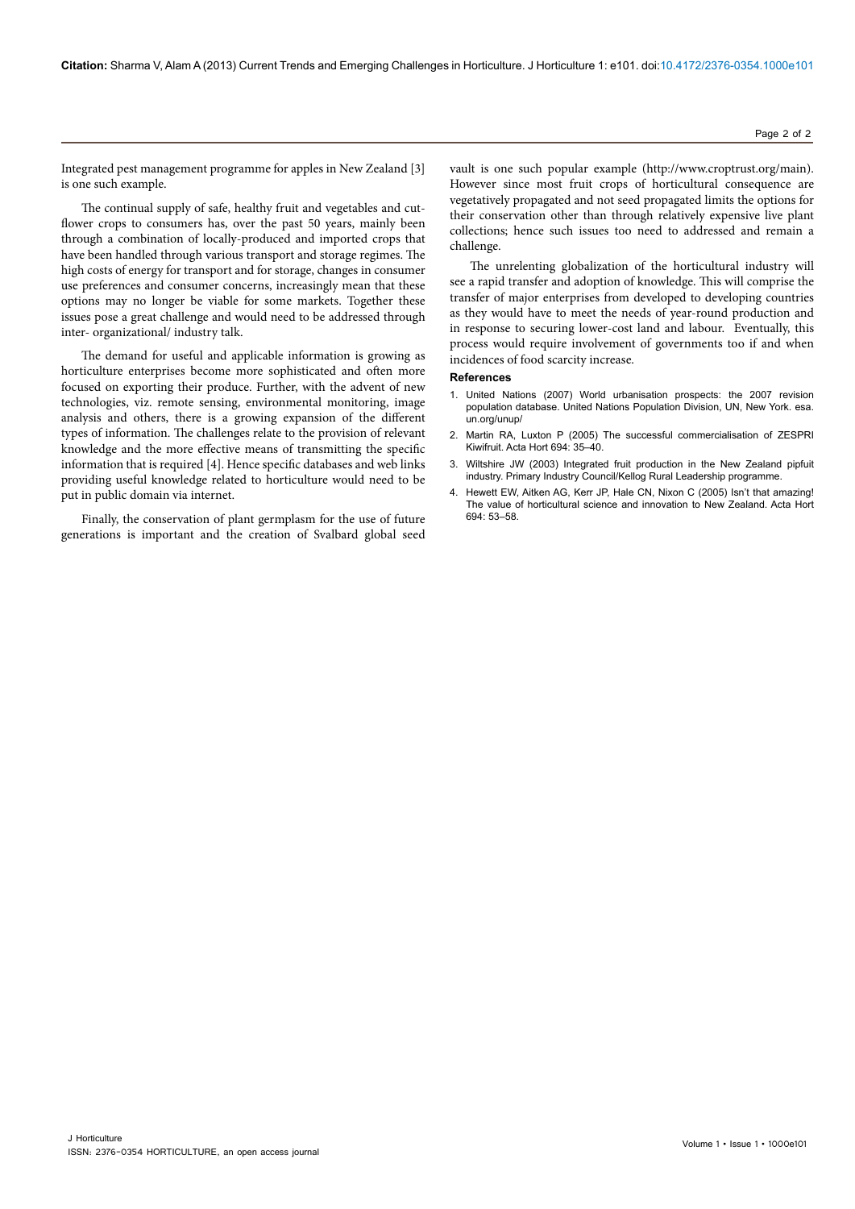Integrated pest management programme for apples in New Zealand [3] is one such example.

The continual supply of safe, healthy fruit and vegetables and cut-flower crops to consumers has, over the past 50 years, mainly been through a combination of locally-produced and imported crops that have been handled through various transport and storage regimes. The high costs of energy for transport and for storage, changes in consumer use preferences and consumer concerns, increasingly mean that these options may no longer be viable for some markets. Together these issues pose a great challenge and would need to be addressed through inter- organizational/ industry talk.

The demand for useful and applicable information is growing as horticulture enterprises become more sophisticated and often more focused on exporting their produce. Further, with the advent of new technologies, viz. remote sensing, environmental monitoring, image analysis and others, there is a growing expansion of the different types of information. The challenges relate to the provision of relevant knowledge and the more effective means of transmitting the specific information that is required [4]. Hence specific databases and web links providing useful knowledge related to horticulture would need to be put in public domain via internet.

Finally, the conservation of plant germplasm for the use of future generations is important and the creation of Svalbard global seed vault is one such popular example (http://www.croptrust.org/main). However since most fruit crops of horticultural consequence are vegetatively propagated and not seed propagated limits the options for their conservation other than through relatively expensive live plant collections; hence such issues too need to addressed and remain a challenge.

The unrelenting globalization of the horticultural industry will see a rapid transfer and adoption of knowledge. This will comprise the transfer of major enterprises from developed to developing countries as they would have to meet the needs of year-round production and in response to securing lower-cost land and labour. Eventually, this process would require involvement of governments too if and when incidences of food scarcity increase.

### References

1. United Nations (2007) World urbanisation prospects: the 2007 revision population database. United Nations Population Division, UN, New York. esa.un.org/unup/
2. Martin RA, Luxton P (2005) The successful commercialisation of ZESPRI Kiwifruit. Acta Hort 694: 35–40.
3. Wiltshire JW (2003) Integrated fruit production in the New Zealand pipfuit industry. Primary Industry Council/Kellog Rural Leadership programme.
4. Hewett EW, Aitken AG, Kerr JP, Hale CN, Nixon C (2005) Isn't that amazing! The value of horticultural science and innovation to New Zealand. Acta Hort 694: 53–58.